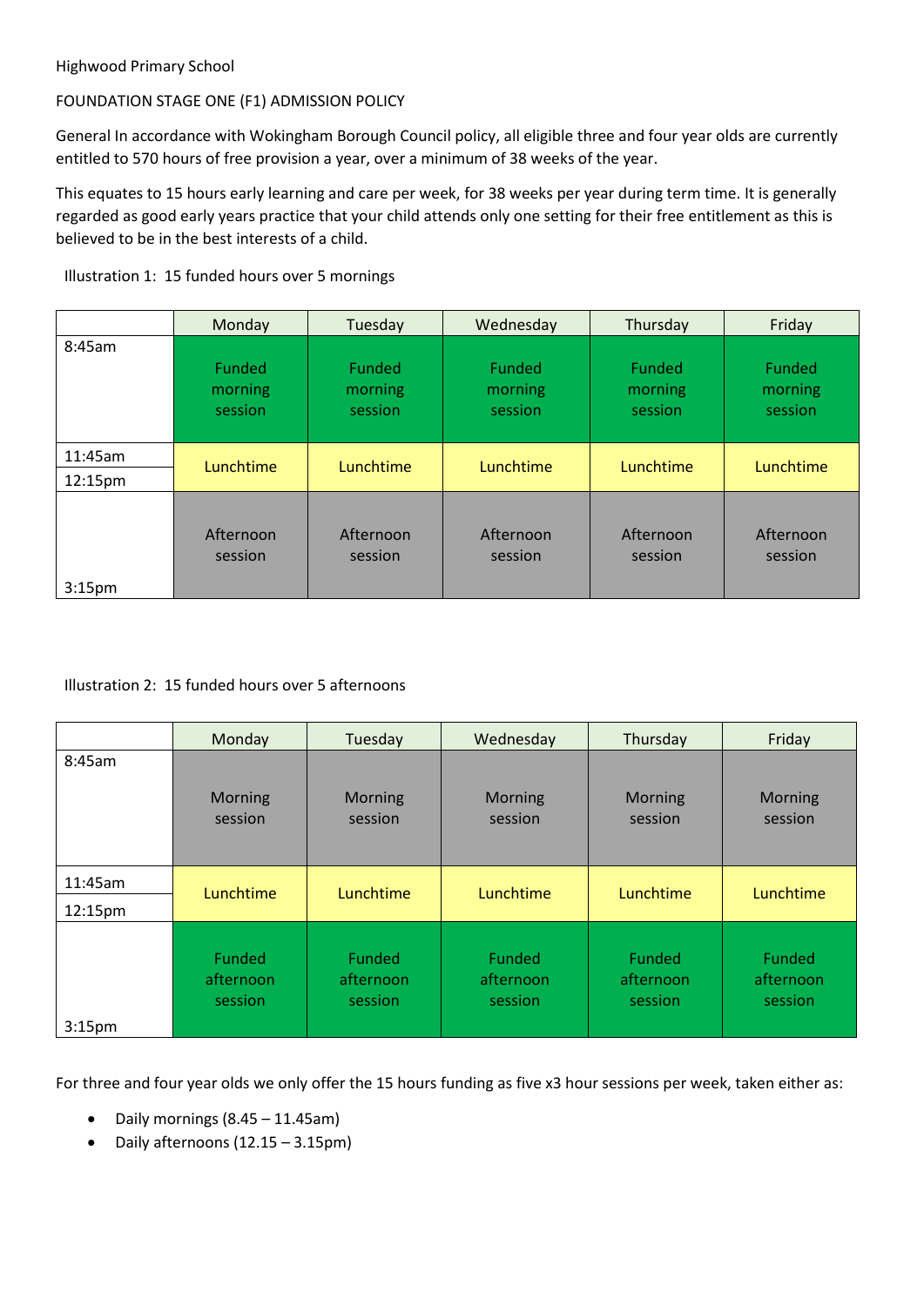Highwood Primary School

FOUNDATION STAGE ONE (F1) ADMISSION POLICY

General In accordance with Wokingham Borough Council policy, all eligible three and four year olds are currently entitled to 570 hours of free provision a year, over a minimum of 38 weeks of the year.

This equates to 15 hours early learning and care per week, for 38 weeks per year during term time. It is generally regarded as good early years practice that your child attends only one setting for their free entitlement as this is believed to be in the best interests of a child.

Illustration 1: 15 funded hours over 5 mornings

| | Monday | Tuesday | Wednesday | Thursday | Friday |
|---|---|---|---|---|---|
| 8:45am | Funded morning session | Funded morning session | Funded morning session | Funded morning session | Funded morning session |
| 11:45am – 12:15pm | Lunchtime | Lunchtime | Lunchtime | Lunchtime | Lunchtime |
| 3:15pm | Afternoon session | Afternoon session | Afternoon session | Afternoon session | Afternoon session |

Illustration 2: 15 funded hours over 5 afternoons

| | Monday | Tuesday | Wednesday | Thursday | Friday |
|---|---|---|---|---|---|
| 8:45am | Morning session | Morning session | Morning session | Morning session | Morning session |
| 11:45am – 12:15pm | Lunchtime | Lunchtime | Lunchtime | Lunchtime | Lunchtime |
| 3:15pm | Funded afternoon session | Funded afternoon session | Funded afternoon session | Funded afternoon session | Funded afternoon session |

For three and four year olds we only offer the 15 hours funding as five x3 hour sessions per week, taken either as:

- Daily mornings (8.45 – 11.45am)
- Daily afternoons (12.15 – 3.15pm)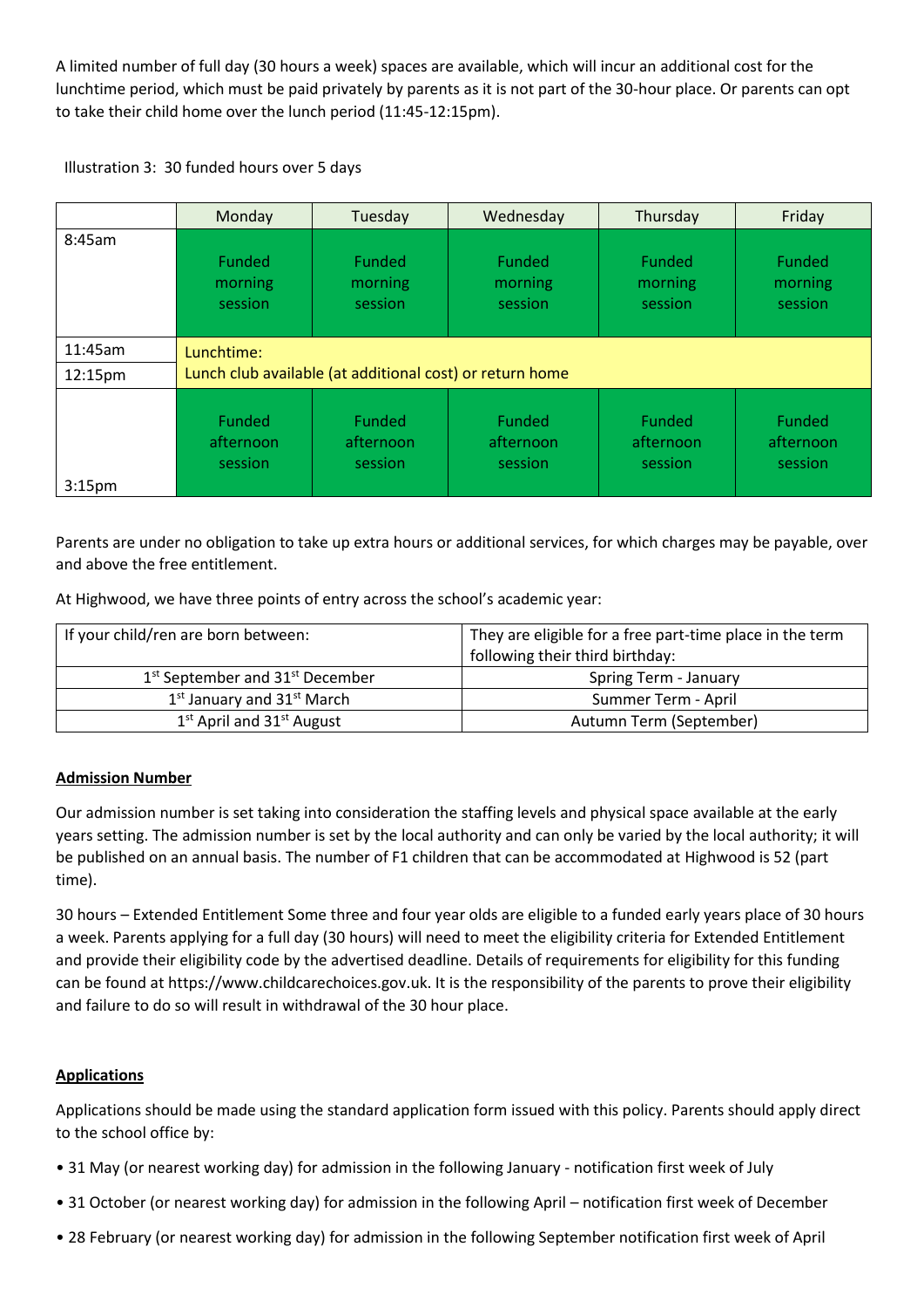A limited number of full day (30 hours a week) spaces are available, which will incur an additional cost for the lunchtime period, which must be paid privately by parents as it is not part of the 30-hour place. Or parents can opt to take their child home over the lunch period (11:45-12:15pm).

Illustration 3: 30 funded hours over 5 days

| | Monday | Tuesday | Wednesday | Thursday | Friday |
|---|---|---|---|---|---|
| 8:45am | Funded morning session | Funded morning session | Funded morning session | Funded morning session | Funded morning session |
| 11:45am – 12:15pm | Lunchtime: Lunch club available (at additional cost) or return home | | | | |
| 3:15pm | Funded afternoon session | Funded afternoon session | Funded afternoon session | Funded afternoon session | Funded afternoon session |

Parents are under no obligation to take up extra hours or additional services, for which charges may be payable, over and above the free entitlement.

At Highwood, we have three points of entry across the school's academic year:

| If your child/ren are born between: | They are eligible for a free part-time place in the term following their third birthday: |
|---|---|
| 1st September and 31st December | Spring Term - January |
| 1st January and 31st March | Summer Term - April |
| 1st April and 31st August | Autumn Term (September) |

## Admission Number

Our admission number is set taking into consideration the staffing levels and physical space available at the early years setting. The admission number is set by the local authority and can only be varied by the local authority; it will be published on an annual basis. The number of F1 children that can be accommodated at Highwood is 52 (part time).

30 hours – Extended Entitlement Some three and four year olds are eligible to a funded early years place of 30 hours a week. Parents applying for a full day (30 hours) will need to meet the eligibility criteria for Extended Entitlement and provide their eligibility code by the advertised deadline. Details of requirements for eligibility for this funding can be found at https://www.childcarechoices.gov.uk. It is the responsibility of the parents to prove their eligibility and failure to do so will result in withdrawal of the 30 hour place.

## Applications

Applications should be made using the standard application form issued with this policy. Parents should apply direct to the school office by:

- 31 May (or nearest working day) for admission in the following January - notification first week of July
- 31 October (or nearest working day) for admission in the following April – notification first week of December
- 28 February (or nearest working day) for admission in the following September notification first week of April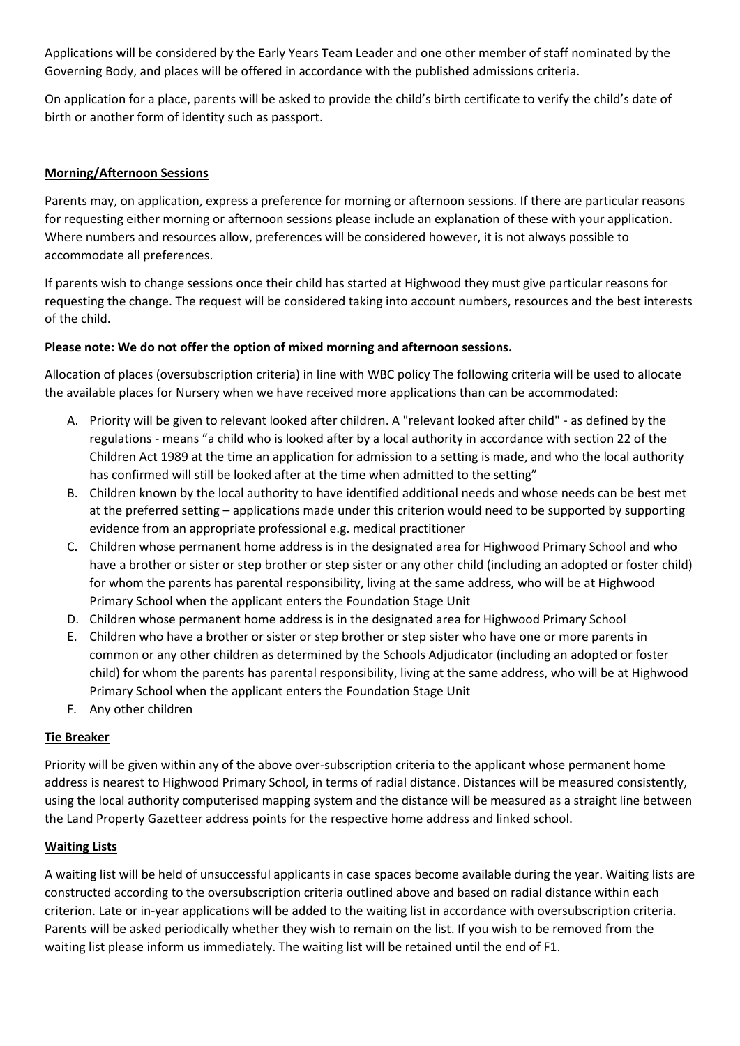Applications will be considered by the Early Years Team Leader and one other member of staff nominated by the Governing Body, and places will be offered in accordance with the published admissions criteria.

On application for a place, parents will be asked to provide the child's birth certificate to verify the child's date of birth or another form of identity such as passport.

**Morning/Afternoon Sessions**

Parents may, on application, express a preference for morning or afternoon sessions. If there are particular reasons for requesting either morning or afternoon sessions please include an explanation of these with your application. Where numbers and resources allow, preferences will be considered however, it is not always possible to accommodate all preferences.

If parents wish to change sessions once their child has started at Highwood they must give particular reasons for requesting the change. The request will be considered taking into account numbers, resources and the best interests of the child.

**Please note: We do not offer the option of mixed morning and afternoon sessions.**

Allocation of places (oversubscription criteria) in line with WBC policy The following criteria will be used to allocate the available places for Nursery when we have received more applications than can be accommodated:

A. Priority will be given to relevant looked after children. A "relevant looked after child" - as defined by the regulations - means "a child who is looked after by a local authority in accordance with section 22 of the Children Act 1989 at the time an application for admission to a setting is made, and who the local authority has confirmed will still be looked after at the time when admitted to the setting"
B. Children known by the local authority to have identified additional needs and whose needs can be best met at the preferred setting – applications made under this criterion would need to be supported by supporting evidence from an appropriate professional e.g. medical practitioner
C. Children whose permanent home address is in the designated area for Highwood Primary School and who have a brother or sister or step brother or step sister or any other child (including an adopted or foster child) for whom the parents has parental responsibility, living at the same address, who will be at Highwood Primary School when the applicant enters the Foundation Stage Unit
D. Children whose permanent home address is in the designated area for Highwood Primary School
E. Children who have a brother or sister or step brother or step sister who have one or more parents in common or any other children as determined by the Schools Adjudicator (including an adopted or foster child) for whom the parents has parental responsibility, living at the same address, who will be at Highwood Primary School when the applicant enters the Foundation Stage Unit
F. Any other children

**Tie Breaker**

Priority will be given within any of the above over-subscription criteria to the applicant whose permanent home address is nearest to Highwood Primary School, in terms of radial distance. Distances will be measured consistently, using the local authority computerised mapping system and the distance will be measured as a straight line between the Land Property Gazetteer address points for the respective home address and linked school.

**Waiting Lists**

A waiting list will be held of unsuccessful applicants in case spaces become available during the year. Waiting lists are constructed according to the oversubscription criteria outlined above and based on radial distance within each criterion. Late or in-year applications will be added to the waiting list in accordance with oversubscription criteria. Parents will be asked periodically whether they wish to remain on the list. If you wish to be removed from the waiting list please inform us immediately. The waiting list will be retained until the end of F1.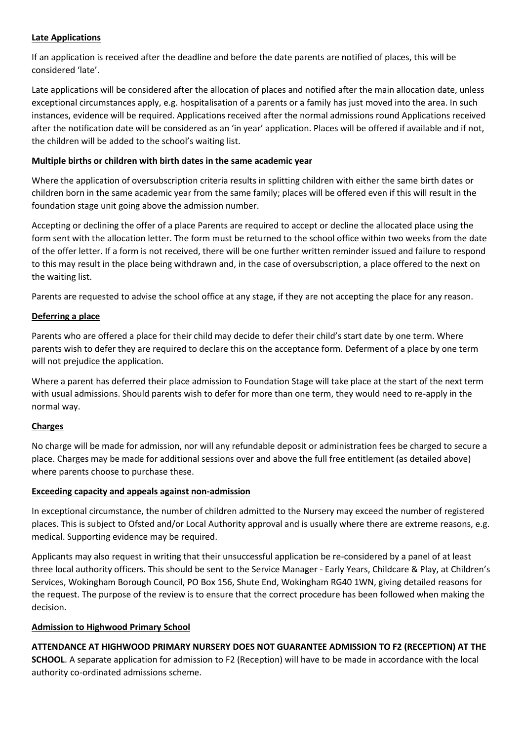**Late Applications**

If an application is received after the deadline and before the date parents are notified of places, this will be considered 'late'.

Late applications will be considered after the allocation of places and notified after the main allocation date, unless exceptional circumstances apply, e.g. hospitalisation of a parents or a family has just moved into the area. In such instances, evidence will be required. Applications received after the normal admissions round Applications received after the notification date will be considered as an 'in year' application. Places will be offered if available and if not, the children will be added to the school's waiting list.

**Multiple births or children with birth dates in the same academic year**

Where the application of oversubscription criteria results in splitting children with either the same birth dates or children born in the same academic year from the same family; places will be offered even if this will result in the foundation stage unit going above the admission number.

Accepting or declining the offer of a place Parents are required to accept or decline the allocated place using the form sent with the allocation letter. The form must be returned to the school office within two weeks from the date of the offer letter. If a form is not received, there will be one further written reminder issued and failure to respond to this may result in the place being withdrawn and, in the case of oversubscription, a place offered to the next on the waiting list.

Parents are requested to advise the school office at any stage, if they are not accepting the place for any reason.

**Deferring a place**

Parents who are offered a place for their child may decide to defer their child's start date by one term. Where parents wish to defer they are required to declare this on the acceptance form. Deferment of a place by one term will not prejudice the application.

Where a parent has deferred their place admission to Foundation Stage will take place at the start of the next term with usual admissions. Should parents wish to defer for more than one term, they would need to re-apply in the normal way.

**Charges**

No charge will be made for admission, nor will any refundable deposit or administration fees be charged to secure a place. Charges may be made for additional sessions over and above the full free entitlement (as detailed above) where parents choose to purchase these.

**Exceeding capacity and appeals against non-admission**

In exceptional circumstance, the number of children admitted to the Nursery may exceed the number of registered places. This is subject to Ofsted and/or Local Authority approval and is usually where there are extreme reasons, e.g. medical. Supporting evidence may be required.

Applicants may also request in writing that their unsuccessful application be re-considered by a panel of at least three local authority officers. This should be sent to the Service Manager - Early Years, Childcare & Play, at Children's Services, Wokingham Borough Council, PO Box 156, Shute End, Wokingham RG40 1WN, giving detailed reasons for the request. The purpose of the review is to ensure that the correct procedure has been followed when making the decision.

**Admission to Highwood Primary School**

**ATTENDANCE AT HIGHWOOD PRIMARY NURSERY DOES NOT GUARANTEE ADMISSION TO F2 (RECEPTION) AT THE SCHOOL**. A separate application for admission to F2 (Reception) will have to be made in accordance with the local authority co-ordinated admissions scheme.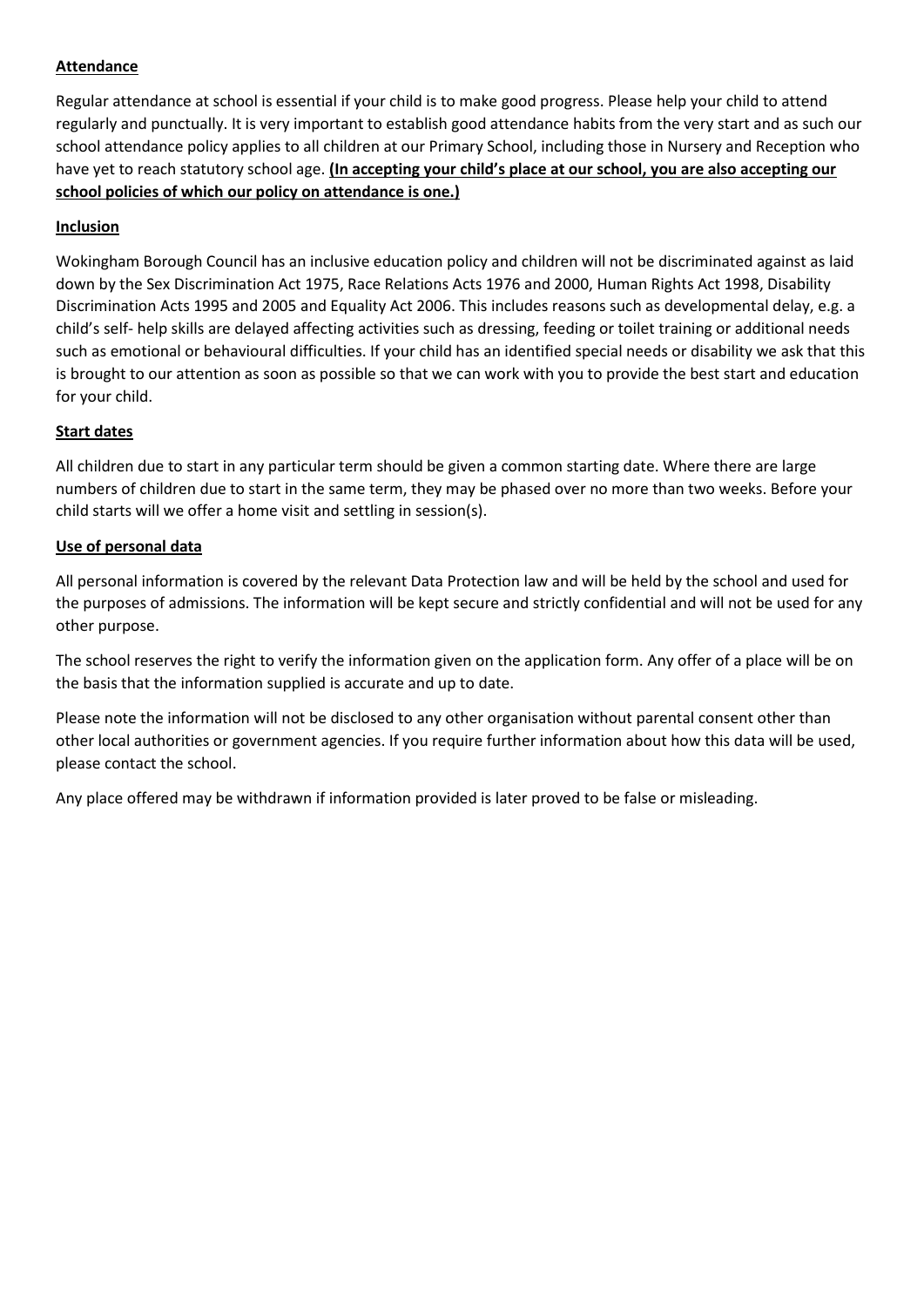**Attendance**

Regular attendance at school is essential if your child is to make good progress. Please help your child to attend regularly and punctually. It is very important to establish good attendance habits from the very start and as such our school attendance policy applies to all children at our Primary School, including those in Nursery and Reception who have yet to reach statutory school age. **(In accepting your child's place at our school, you are also accepting our school policies of which our policy on attendance is one.)**

**Inclusion**

Wokingham Borough Council has an inclusive education policy and children will not be discriminated against as laid down by the Sex Discrimination Act 1975, Race Relations Acts 1976 and 2000, Human Rights Act 1998, Disability Discrimination Acts 1995 and 2005 and Equality Act 2006. This includes reasons such as developmental delay, e.g. a child's self- help skills are delayed affecting activities such as dressing, feeding or toilet training or additional needs such as emotional or behavioural difficulties. If your child has an identified special needs or disability we ask that this is brought to our attention as soon as possible so that we can work with you to provide the best start and education for your child.

**Start dates**

All children due to start in any particular term should be given a common starting date. Where there are large numbers of children due to start in the same term, they may be phased over no more than two weeks. Before your child starts will we offer a home visit and settling in session(s).

**Use of personal data**

All personal information is covered by the relevant Data Protection law and will be held by the school and used for the purposes of admissions. The information will be kept secure and strictly confidential and will not be used for any other purpose.

The school reserves the right to verify the information given on the application form. Any offer of a place will be on the basis that the information supplied is accurate and up to date.

Please note the information will not be disclosed to any other organisation without parental consent other than other local authorities or government agencies. If you require further information about how this data will be used, please contact the school.

Any place offered may be withdrawn if information provided is later proved to be false or misleading.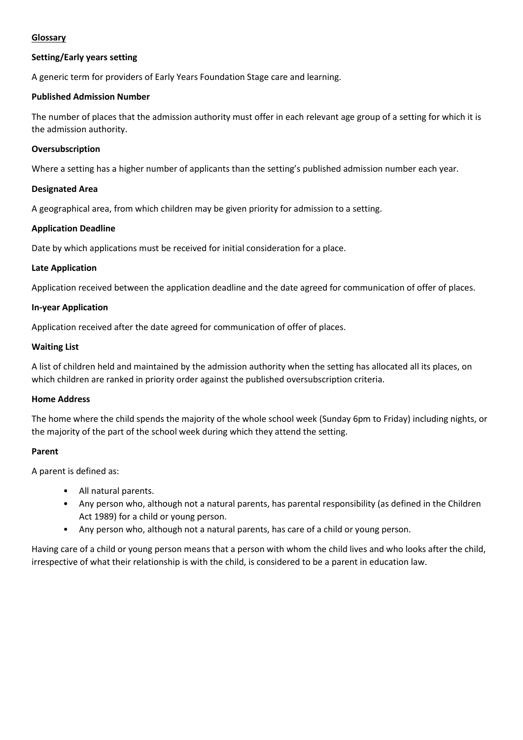## Glossary

### Setting/Early years setting

A generic term for providers of Early Years Foundation Stage care and learning.

### Published Admission Number

The number of places that the admission authority must offer in each relevant age group of a setting for which it is the admission authority.

### Oversubscription

Where a setting has a higher number of applicants than the setting's published admission number each year.

### Designated Area

A geographical area, from which children may be given priority for admission to a setting.

### Application Deadline

Date by which applications must be received for initial consideration for a place.

### Late Application

Application received between the application deadline and the date agreed for communication of offer of places.

### In-year Application

Application received after the date agreed for communication of offer of places.

### Waiting List

A list of children held and maintained by the admission authority when the setting has allocated all its places, on which children are ranked in priority order against the published oversubscription criteria.

### Home Address

The home where the child spends the majority of the whole school week (Sunday 6pm to Friday) including nights, or the majority of the part of the school week during which they attend the setting.

### Parent

A parent is defined as:

- All natural parents.
- Any person who, although not a natural parents, has parental responsibility (as defined in the Children Act 1989) for a child or young person.
- Any person who, although not a natural parents, has care of a child or young person.

Having care of a child or young person means that a person with whom the child lives and who looks after the child, irrespective of what their relationship is with the child, is considered to be a parent in education law.